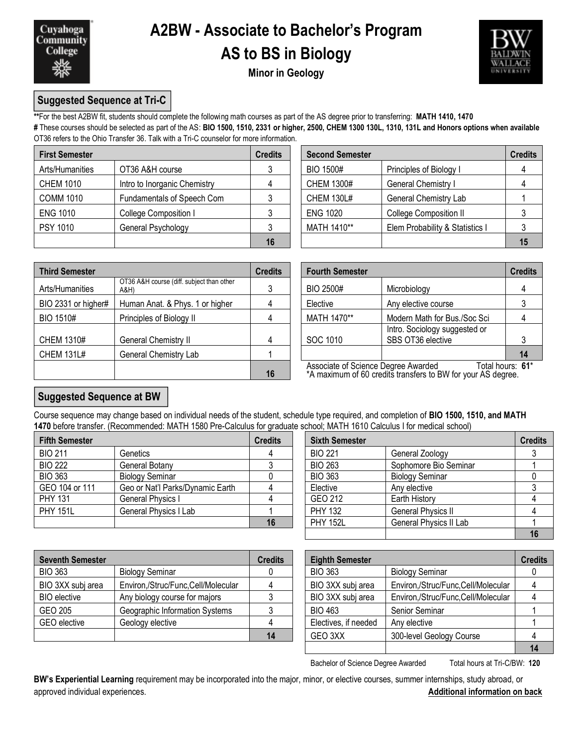# A2BW - Associate to Bachelor's Program

## AS to BS in Biology

### Minor in Geology

## Suggested Sequence at Tri-C

**\*\***For the best A2BW fit, students should complete the following math courses as part of the AS degree prior to transferring: **MATH 1410, 1470**

**#** These courses should be selected as part of the AS: **BIO 1500, 1510, 2331 or higher, 2500, CHEM 1300 130L, 1310, 131L and Honors options when available**

OT36 refers to the Ohio Transfer 36. Talk with a Tri-C counselor for more information.

| First Semester | | Credits |
|---|---|---|
| Arts/Humanities | OT36 A&H course | 3 |
| CHEM 1010 | Intro to Inorganic Chemistry | 4 |
| COMM 1010 | Fundamentals of Speech Com | 3 |
| ENG 1010 | College Composition I | 3 |
| PSY 1010 | General Psychology | 3 |
| | | **16** |

| Second Semester | | Credits |
|---|---|---|
| BIO 1500# | Principles of Biology I | 4 |
| CHEM 1300# | General Chemistry I | 4 |
| CHEM 130L# | General Chemistry Lab | 1 |
| ENG 1020 | College Composition II | 3 |
| MATH 1410** | Elem Probability & Statistics I | 3 |
| | | **15** |

| Third Semester | | Credits |
|---|---|---|
| Arts/Humanities | OT36 A&H course (diff. subject than other A&H) | 3 |
| BIO 2331 or higher# | Human Anat. & Phys. 1 or higher | 4 |
| BIO 1510# | Principles of Biology II | 4 |
| CHEM 1310# | General Chemistry II | 4 |
| CHEM 131L# | General Chemistry Lab | 1 |
| | | **16** |

| Fourth Semester | | Credits |
|---|---|---|
| BIO 2500# | Microbiology | 4 |
| Elective | Any elective course | 3 |
| MATH 1470** | Modern Math for Bus./Soc Sci | 4 |
| SOC 1010 | Intro. Sociology suggested or SBS OT36 elective | 3 |
| | | **14** |

Associate of Science Degree Awarded Total hours: **61***

*A maximum of 60 credits transfers to BW for your AS degree.

## Suggested Sequence at BW

Course sequence may change based on individual needs of the student, schedule type required, and completion of **BIO 1500, 1510, and MATH 1470** before transfer. (Recommended: MATH 1580 Pre-Calculus for graduate school; MATH 1610 Calculus I for medical school)

| Fifth Semester | | Credits |
|---|---|---|
| BIO 211 | Genetics | 4 |
| BIO 222 | General Botany | 3 |
| BIO 363 | Biology Seminar | 0 |
| GEO 104 or 111 | Geo or Nat'l Parks/Dynamic Earth | 4 |
| PHY 131 | General Physics I | 4 |
| PHY 151L | General Physics I Lab | 1 |
| | | **16** |

| Sixth Semester | | Credits |
|---|---|---|
| BIO 221 | General Zoology | 3 |
| BIO 263 | Sophomore Bio Seminar | 1 |
| BIO 363 | Biology Seminar | 0 |
| Elective | Any elective | 3 |
| GEO 212 | Earth History | 4 |
| PHY 132 | General Physics II | 4 |
| PHY 152L | General Physics II Lab | 1 |
| | | **16** |

| Seventh Semester | | Credits |
|---|---|---|
| BIO 363 | Biology Seminar | 0 |
| BIO 3XX subj area | Environ,/Struc/Func,Cell/Molecular | 4 |
| BIO elective | Any biology course for majors | 3 |
| GEO 205 | Geographic Information Systems | 3 |
| GEO elective | Geology elective | 4 |
| | | **14** |

| Eighth Semester | | Credits |
|---|---|---|
| BIO 363 | Biology Seminar | 0 |
| BIO 3XX subj area | Environ,/Struc/Func,Cell/Molecular | 4 |
| BIO 3XX subj area | Environ,/Struc/Func,Cell/Molecular | 4 |
| BIO 463 | Senior Seminar | 1 |
| Electives, if needed | Any elective | 1 |
| GEO 3XX | 300-level Geology Course | 4 |
| | | **14** |

Bachelor of Science Degree Awarded Total hours at Tri-C/BW: **120**

**BW's Experiential Learning** requirement may be incorporated into the major, minor, or elective courses, summer internships, study abroad, or approved individual experiences.

**Additional information on back**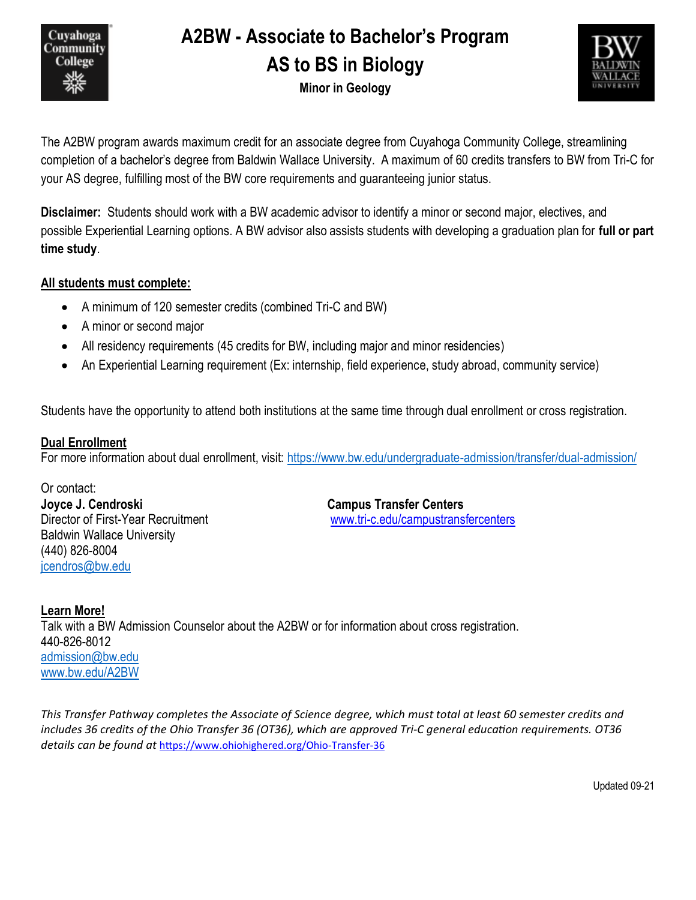# A2BW - Associate to Bachelor's Program
# AS to BS in Biology
### Minor in Geology

The A2BW program awards maximum credit for an associate degree from Cuyahoga Community College, streamlining completion of a bachelor's degree from Baldwin Wallace University. A maximum of 60 credits transfers to BW from Tri-C for your AS degree, fulfilling most of the BW core requirements and guaranteeing junior status.

**Disclaimer:** Students should work with a BW academic advisor to identify a minor or second major, electives, and possible Experiential Learning options. A BW advisor also assists students with developing a graduation plan for **full or part time study**.

**All students must complete:**

- A minimum of 120 semester credits (combined Tri-C and BW)
- A minor or second major
- All residency requirements (45 credits for BW, including major and minor residencies)
- An Experiential Learning requirement (Ex: internship, field experience, study abroad, community service)

Students have the opportunity to attend both institutions at the same time through dual enrollment or cross registration.

**Dual Enrollment**
For more information about dual enrollment, visit: https://www.bw.edu/undergraduate-admission/transfer/dual-admission/

Or contact:
**Joyce J. Cendroski**
Director of First-Year Recruitment
Baldwin Wallace University
(440) 826-8004
jcendros@bw.edu

**Campus Transfer Centers**
www.tri-c.edu/campustransfercenters

**Learn More!**
Talk with a BW Admission Counselor about the A2BW or for information about cross registration.
440-826-8012
admission@bw.edu
www.bw.edu/A2BW

*This Transfer Pathway completes the Associate of Science degree, which must total at least 60 semester credits and includes 36 credits of the Ohio Transfer 36 (OT36), which are approved Tri-C general education requirements. OT36 details can be found at* https://www.ohiohighered.org/Ohio-Transfer-36

Updated 09-21